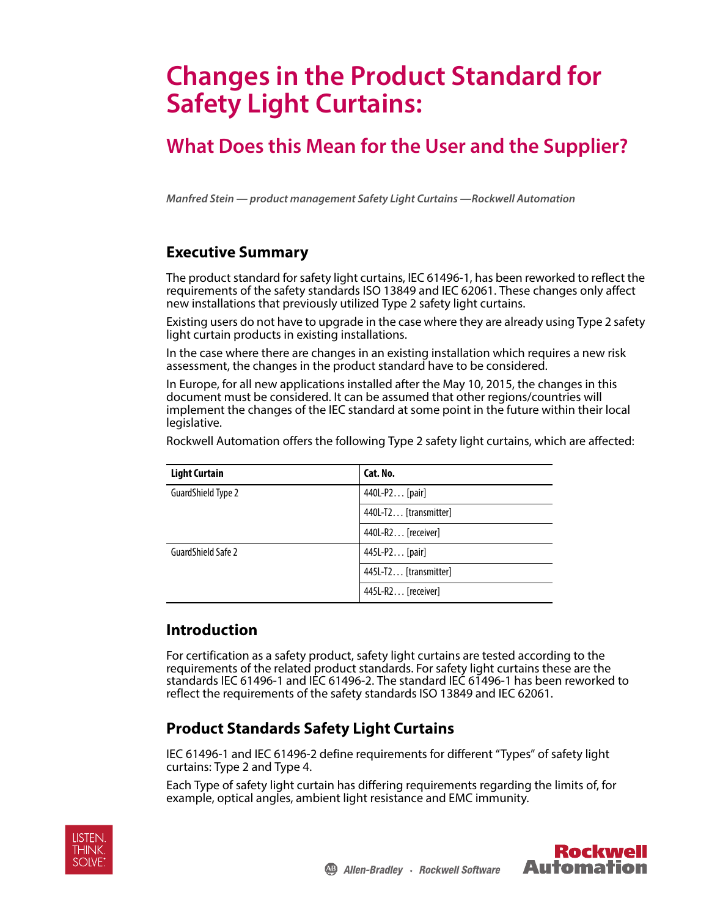# Changes in the Product Standard for Safety Light Curtains:

## What Does this Mean for the User and the Supplier?

*Manfred Stein — product management Safety Light Curtains —Rockwell Automation*

## Executive Summary

The product standard for safety light curtains, IEC 61496-1, has been reworked to reflect the requirements of the safety standards ISO 13849 and IEC 62061. These changes only affect new installations that previously utilized Type 2 safety light curtains.

Existing users do not have to upgrade in the case where they are already using Type 2 safety light curtain products in existing installations.

In the case where there are changes in an existing installation which requires a new risk assessment, the changes in the product standard have to be considered.

In Europe, for all new applications installed after the May 10, 2015, the changes in this document must be considered. It can be assumed that other regions/countries will implement the changes of the IEC standard at some point in the future within their local legislative.

Rockwell Automation offers the following Type 2 safety light curtains, which are affected:

| Light Curtain | Cat. No. |
| --- | --- |
| GuardShield Type 2 | 440L-P2… [pair] |
| | 440L-T2… [transmitter] |
| | 440L-R2… [receiver] |
| GuardShield Safe 2 | 445L-P2… [pair] |
| | 445L-T2… [transmitter] |
| | 445L-R2… [receiver] |

## Introduction

For certification as a safety product, safety light curtains are tested according to the requirements of the related product standards. For safety light curtains these are the standards IEC 61496-1 and IEC 61496-2. The standard IEC 61496-1 has been reworked to reflect the requirements of the safety standards ISO 13849 and IEC 62061.

## Product Standards Safety Light Curtains

IEC 61496-1 and IEC 61496-2 define requirements for different "Types" of safety light curtains: Type 2 and Type 4.

Each Type of safety light curtain has differing requirements regarding the limits of, for example, optical angles, ambient light resistance and EMC immunity.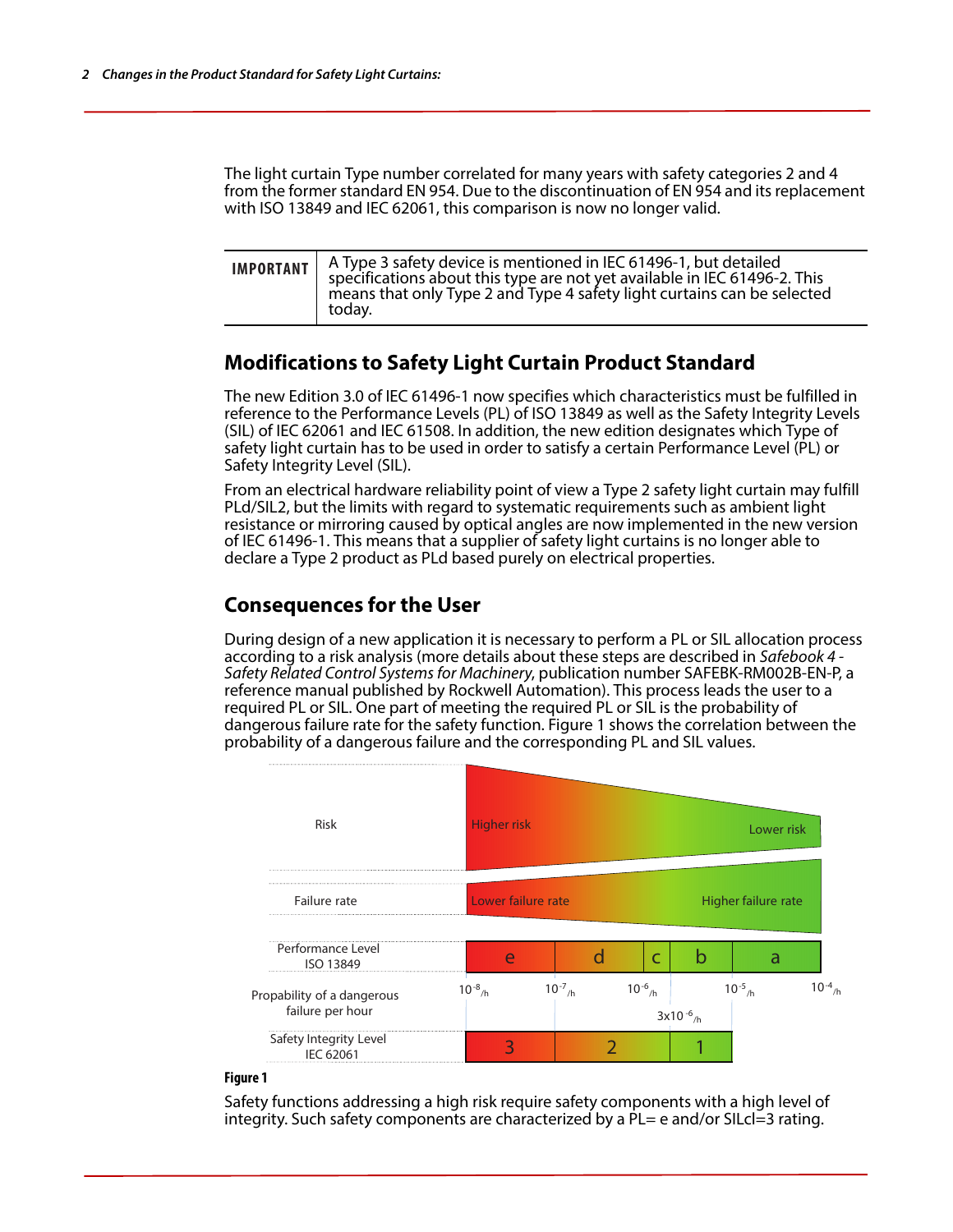The light curtain Type number correlated for many years with safety categories 2 and 4 from the former standard EN 954. Due to the discontinuation of EN 954 and its replacement with ISO 13849 and IEC 62061, this comparison is now no longer valid.

| IMPORTANT | A Type 3 safety device is mentioned in IEC 61496-1, but detailed specifications about this type are not yet available in IEC 61496-2. This means that only Type 2 and Type 4 safety light curtains can be selected today. |
|---|---|

## Modifications to Safety Light Curtain Product Standard

The new Edition 3.0 of IEC 61496-1 now specifies which characteristics must be fulfilled in reference to the Performance Levels (PL) of ISO 13849 as well as the Safety Integrity Levels (SIL) of IEC 62061 and IEC 61508. In addition, the new edition designates which Type of safety light curtain has to be used in order to satisfy a certain Performance Level (PL) or Safety Integrity Level (SIL).

From an electrical hardware reliability point of view a Type 2 safety light curtain may fulfill PLd/SIL2, but the limits with regard to systematic requirements such as ambient light resistance or mirroring caused by optical angles are now implemented in the new version of IEC 61496-1. This means that a supplier of safety light curtains is no longer able to declare a Type 2 product as PLd based purely on electrical properties.

## Consequences for the User

During design of a new application it is necessary to perform a PL or SIL allocation process according to a risk analysis (more details about these steps are described in *Safebook 4 - Safety Related Control Systems for Machinery*, publication number SAFEBK-RM002B-EN-P, a reference manual published by Rockwell Automation). This process leads the user to a required PL or SIL. One part of meeting the required PL or SIL is the probability of dangerous failure rate for the safety function. Figure 1 shows the correlation between the probability of a dangerous failure and the corresponding PL and SIL values.

| Risk | Higher risk → Lower risk | | | | |
|---|---|---|---|---|---|
| Failure rate | Lower failure rate → Higher failure rate | | | | |
| Performance Level ISO 13849 | e | d | c | b | a |
| Propability of a dangerous failure per hour | $10^{-8}$/h – $10^{-7}$/h | $10^{-7}$/h – $10^{-6}$/h | $10^{-6}$/h – $3\times10^{-6}$/h | $3\times10^{-6}$/h – $10^{-5}$/h | $10^{-5}$/h – $10^{-4}$/h |
| Safety Integrity Level IEC 62061 | 3 | 2 | | 1 | |

**Figure 1**

Safety functions addressing a high risk require safety components with a high level of integrity. Such safety components are characterized by a PL= e and/or SILcl=3 rating.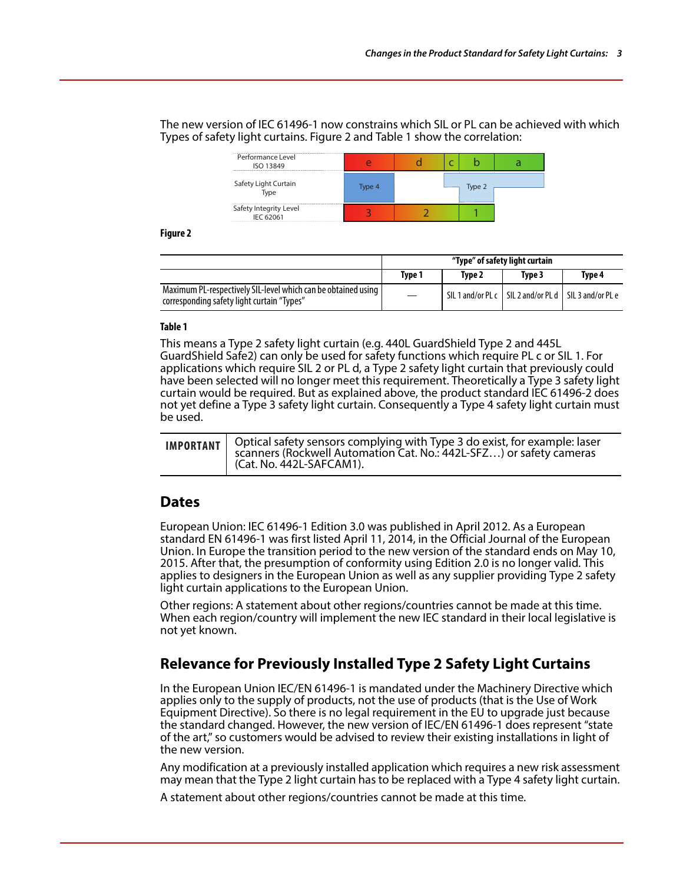The new version of IEC 61496-1 now constrains which SIL or PL can be achieved with which Types of safety light curtains. Figure 2 and Table 1 show the correlation:

| Performance Level ISO 13849 | e | d | c | b | a |
|---|---|---|---|---|---|
| Safety Light Curtain Type | Type 4 | | Type 2 | | |
| Safety Integrity Level IEC 62061 | 3 | 2 | 1 | | |

**Figure 2**

| | "Type" of safety light curtain | | | |
|---|---|---|---|---|
| | Type 1 | Type 2 | Type 3 | Type 4 |
| Maximum PL-respectively SIL-level which can be obtained using corresponding safety light curtain "Types" | — | SIL 1 and/or PL c | SIL 2 and/or PL d | SIL 3 and/or PL e |

**Table 1**

This means a Type 2 safety light curtain (e.g. 440L GuardShield Type 2 and 445L GuardShield Safe2) can only be used for safety functions which require PL c or SIL 1. For applications which require SIL 2 or PL d, a Type 2 safety light curtain that previously could have been selected will no longer meet this requirement. Theoretically a Type 3 safety light curtain would be required. But as explained above, the product standard IEC 61496-2 does not yet define a Type 3 safety light curtain. Consequently a Type 4 safety light curtain must be used.

| IMPORTANT | Optical safety sensors complying with Type 3 do exist, for example: laser scanners (Rockwell Automation Cat. No.: 442L-SFZ…) or safety cameras (Cat. No. 442L-SAFCAM1). |
|---|---|

## Dates

European Union: IEC 61496-1 Edition 3.0 was published in April 2012. As a European standard EN 61496-1 was first listed April 11, 2014, in the Official Journal of the European Union. In Europe the transition period to the new version of the standard ends on May 10, 2015. After that, the presumption of conformity using Edition 2.0 is no longer valid. This applies to designers in the European Union as well as any supplier providing Type 2 safety light curtain applications to the European Union.

Other regions: A statement about other regions/countries cannot be made at this time. When each region/country will implement the new IEC standard in their local legislative is not yet known.

## Relevance for Previously Installed Type 2 Safety Light Curtains

In the European Union IEC/EN 61496-1 is mandated under the Machinery Directive which applies only to the supply of products, not the use of products (that is the Use of Work Equipment Directive). So there is no legal requirement in the EU to upgrade just because the standard changed. However, the new version of IEC/EN 61496-1 does represent "state of the art," so customers would be advised to review their existing installations in light of the new version.

Any modification at a previously installed application which requires a new risk assessment may mean that the Type 2 light curtain has to be replaced with a Type 4 safety light curtain.

A statement about other regions/countries cannot be made at this time.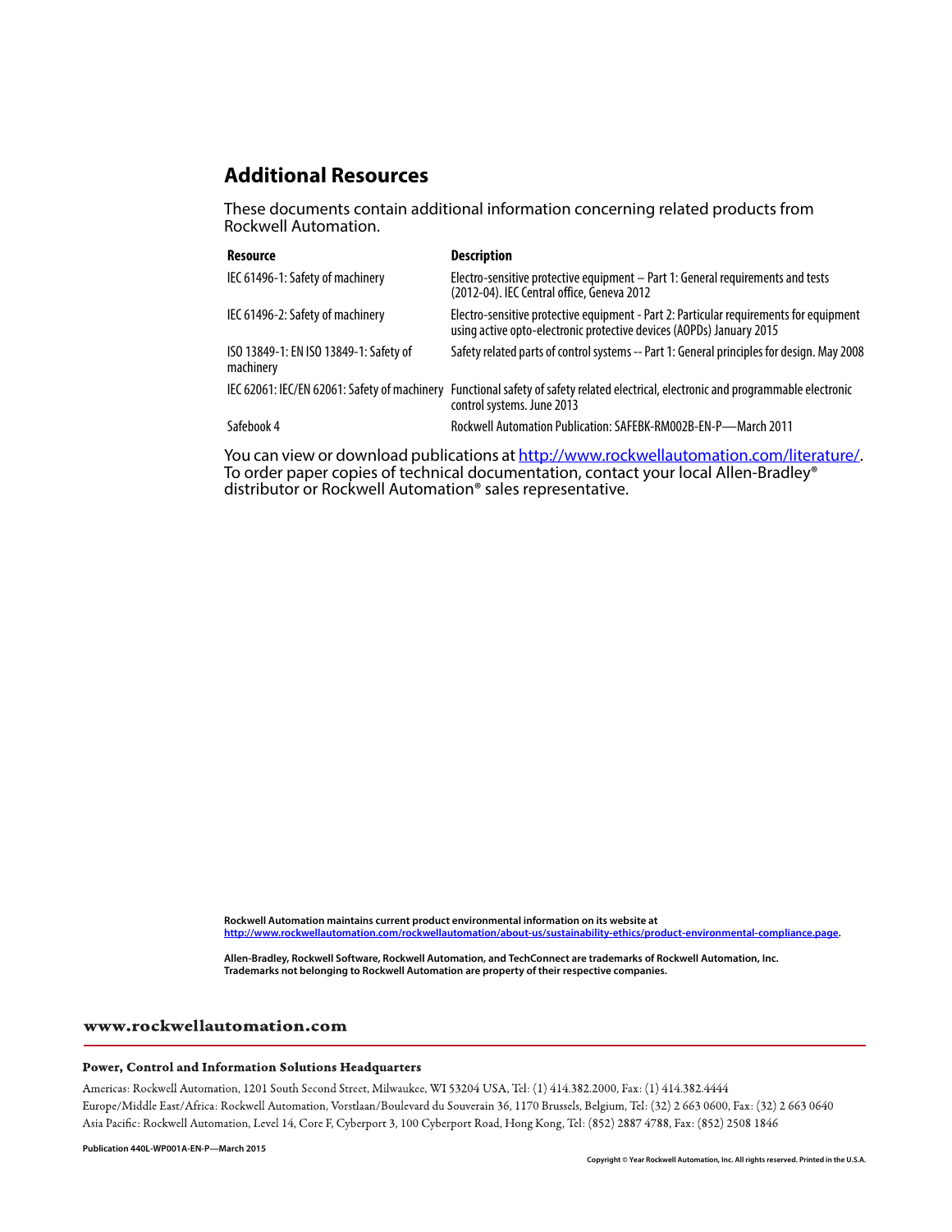## Additional Resources

These documents contain additional information concerning related products from Rockwell Automation.

| Resource | Description |
|---|---|
| IEC 61496-1: Safety of machinery | Electro-sensitive protective equipment – Part 1: General requirements and tests (2012-04). IEC Central office, Geneva 2012 |
| IEC 61496-2: Safety of machinery | Electro-sensitive protective equipment - Part 2: Particular requirements for equipment using active opto-electronic protective devices (AOPDs) January 2015 |
| ISO 13849-1: EN ISO 13849-1: Safety of machinery | Safety related parts of control systems -- Part 1: General principles for design. May 2008 |
| IEC 62061: IEC/EN 62061: Safety of machinery | Functional safety of safety related electrical, electronic and programmable electronic control systems. June 2013 |
| Safebook 4 | Rockwell Automation Publication: SAFEBK-RM002B-EN-P—March 2011 |

You can view or download publications at http://www.rockwellautomation.com/literature/. To order paper copies of technical documentation, contact your local Allen-Bradley® distributor or Rockwell Automation® sales representative.

**Rockwell Automation maintains current product environmental information on its website at http://www.rockwellautomation.com/rockwellautomation/about-us/sustainability-ethics/product-environmental-compliance.page.**

**Allen-Bradley, Rockwell Software, Rockwell Automation, and TechConnect are trademarks of Rockwell Automation, Inc.**
**Trademarks not belonging to Rockwell Automation are property of their respective companies.**

**www.rockwellautomation.com**

**Power, Control and Information Solutions Headquarters**

Americas: Rockwell Automation, 1201 South Second Street, Milwaukee, WI 53204 USA, Tel: (1) 414.382.2000, Fax: (1) 414.382.4444
Europe/Middle East/Africa: Rockwell Automation, Vorstlaan/Boulevard du Souverain 36, 1170 Brussels, Belgium, Tel: (32) 2 663 0600, Fax: (32) 2 663 0640
Asia Pacific: Rockwell Automation, Level 14, Core F, Cyberport 3, 100 Cyberport Road, Hong Kong, Tel: (852) 2887 4788, Fax: (852) 2508 1846

**Publication 440L-WP001A-EN-P—March 2015**

**Copyright © Year Rockwell Automation, Inc. All rights reserved. Printed in the U.S.A.**